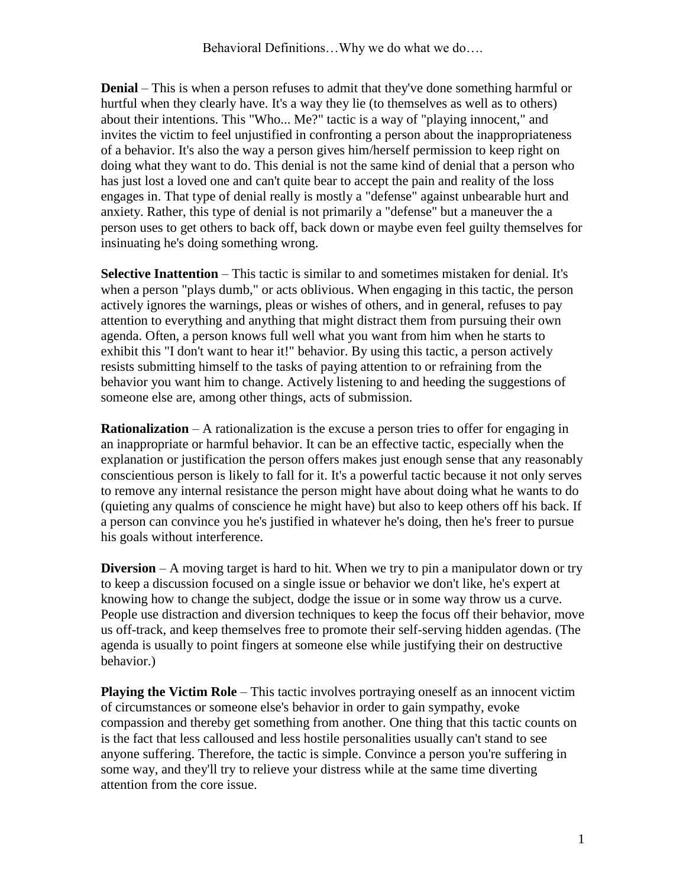# Behavioral Definitions…Why we do what we do….

**Denial** – This is when a person refuses to admit that they've done something harmful or hurtful when they clearly have. It's a way they lie (to themselves as well as to others) about their intentions. This "Who... Me?" tactic is a way of "playing innocent," and invites the victim to feel unjustified in confronting a person about the inappropriateness of a behavior. It's also the way a person gives him/herself permission to keep right on doing what they want to do. This denial is not the same kind of denial that a person who has just lost a loved one and can't quite bear to accept the pain and reality of the loss engages in. That type of denial really is mostly a "defense" against unbearable hurt and anxiety. Rather, this type of denial is not primarily a "defense" but a maneuver the a person uses to get others to back off, back down or maybe even feel guilty themselves for insinuating he's doing something wrong.

**Selective Inattention** – This tactic is similar to and sometimes mistaken for denial. It's when a person "plays dumb," or acts oblivious. When engaging in this tactic, the person actively ignores the warnings, pleas or wishes of others, and in general, refuses to pay attention to everything and anything that might distract them from pursuing their own agenda. Often, a person knows full well what you want from him when he starts to exhibit this "I don't want to hear it!" behavior. By using this tactic, a person actively resists submitting himself to the tasks of paying attention to or refraining from the behavior you want him to change. Actively listening to and heeding the suggestions of someone else are, among other things, acts of submission.

**Rationalization** – A rationalization is the excuse a person tries to offer for engaging in an inappropriate or harmful behavior. It can be an effective tactic, especially when the explanation or justification the person offers makes just enough sense that any reasonably conscientious person is likely to fall for it. It's a powerful tactic because it not only serves to remove any internal resistance the person might have about doing what he wants to do (quieting any qualms of conscience he might have) but also to keep others off his back. If a person can convince you he's justified in whatever he's doing, then he's freer to pursue his goals without interference.

**Diversion** – A moving target is hard to hit. When we try to pin a manipulator down or try to keep a discussion focused on a single issue or behavior we don't like, he's expert at knowing how to change the subject, dodge the issue or in some way throw us a curve. People use distraction and diversion techniques to keep the focus off their behavior, move us off-track, and keep themselves free to promote their self-serving hidden agendas. (The agenda is usually to point fingers at someone else while justifying their on destructive behavior.)

**Playing the Victim Role** – This tactic involves portraying oneself as an innocent victim of circumstances or someone else's behavior in order to gain sympathy, evoke compassion and thereby get something from another. One thing that this tactic counts on is the fact that less calloused and less hostile personalities usually can't stand to see anyone suffering. Therefore, the tactic is simple. Convince a person you're suffering in some way, and they'll try to relieve your distress while at the same time diverting attention from the core issue.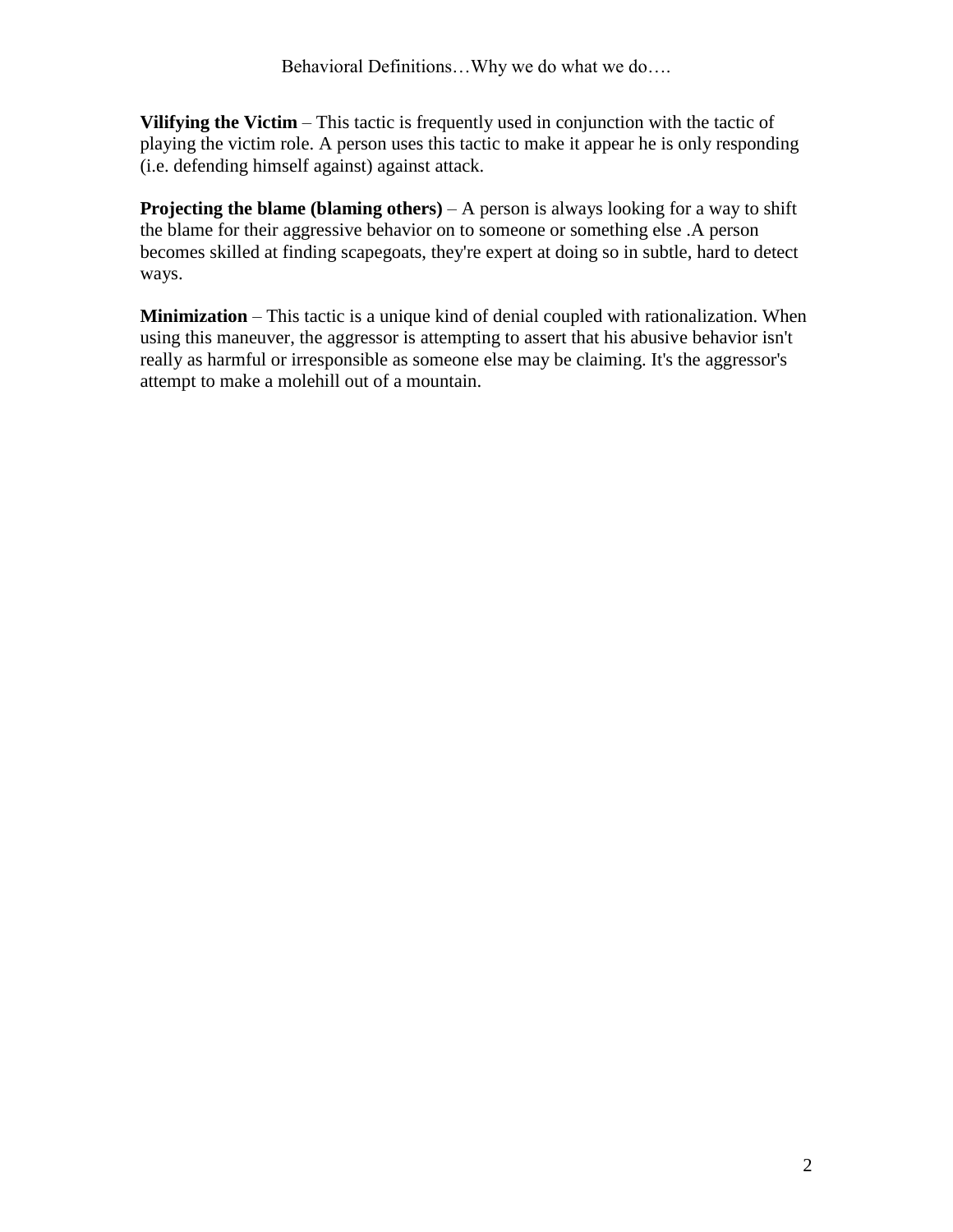**Vilifying the Victim** – This tactic is frequently used in conjunction with the tactic of playing the victim role. A person uses this tactic to make it appear he is only responding (i.e. defending himself against) against attack.

**Projecting the blame (blaming others)** – A person is always looking for a way to shift the blame for their aggressive behavior on to someone or something else .A person becomes skilled at finding scapegoats, they're expert at doing so in subtle, hard to detect ways.

**Minimization** – This tactic is a unique kind of denial coupled with rationalization. When using this maneuver, the aggressor is attempting to assert that his abusive behavior isn't really as harmful or irresponsible as someone else may be claiming. It's the aggressor's attempt to make a molehill out of a mountain.